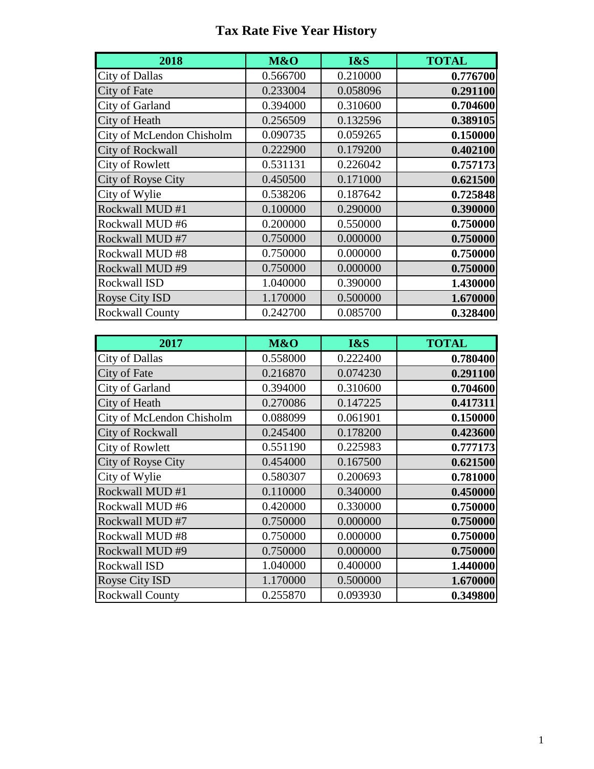# Tax Rate Five Year History

| 2018 | M&O | I&S | TOTAL |
|---|---|---|---|
| City of Dallas | 0.566700 | 0.210000 | **0.776700** |
| City of Fate | 0.233004 | 0.058096 | **0.291100** |
| City of Garland | 0.394000 | 0.310600 | **0.704600** |
| City of Heath | 0.256509 | 0.132596 | **0.389105** |
| City of McLendon Chisholm | 0.090735 | 0.059265 | **0.150000** |
| City of Rockwall | 0.222900 | 0.179200 | **0.402100** |
| City of Rowlett | 0.531131 | 0.226042 | **0.757173** |
| City of Royse City | 0.450500 | 0.171000 | **0.621500** |
| City of Wylie | 0.538206 | 0.187642 | **0.725848** |
| Rockwall MUD #1 | 0.100000 | 0.290000 | **0.390000** |
| Rockwall MUD #6 | 0.200000 | 0.550000 | **0.750000** |
| Rockwall MUD #7 | 0.750000 | 0.000000 | **0.750000** |
| Rockwall MUD #8 | 0.750000 | 0.000000 | **0.750000** |
| Rockwall MUD #9 | 0.750000 | 0.000000 | **0.750000** |
| Rockwall ISD | 1.040000 | 0.390000 | **1.430000** |
| Royse City ISD | 1.170000 | 0.500000 | **1.670000** |
| Rockwall County | 0.242700 | 0.085700 | **0.328400** |

| 2017 | M&O | I&S | TOTAL |
|---|---|---|---|
| City of Dallas | 0.558000 | 0.222400 | **0.780400** |
| City of Fate | 0.216870 | 0.074230 | **0.291100** |
| City of Garland | 0.394000 | 0.310600 | **0.704600** |
| City of Heath | 0.270086 | 0.147225 | **0.417311** |
| City of McLendon Chisholm | 0.088099 | 0.061901 | **0.150000** |
| City of Rockwall | 0.245400 | 0.178200 | **0.423600** |
| City of Rowlett | 0.551190 | 0.225983 | **0.777173** |
| City of Royse City | 0.454000 | 0.167500 | **0.621500** |
| City of Wylie | 0.580307 | 0.200693 | **0.781000** |
| Rockwall MUD #1 | 0.110000 | 0.340000 | **0.450000** |
| Rockwall MUD #6 | 0.420000 | 0.330000 | **0.750000** |
| Rockwall MUD #7 | 0.750000 | 0.000000 | **0.750000** |
| Rockwall MUD #8 | 0.750000 | 0.000000 | **0.750000** |
| Rockwall MUD #9 | 0.750000 | 0.000000 | **0.750000** |
| Rockwall ISD | 1.040000 | 0.400000 | **1.440000** |
| Royse City ISD | 1.170000 | 0.500000 | **1.670000** |
| Rockwall County | 0.255870 | 0.093930 | **0.349800** |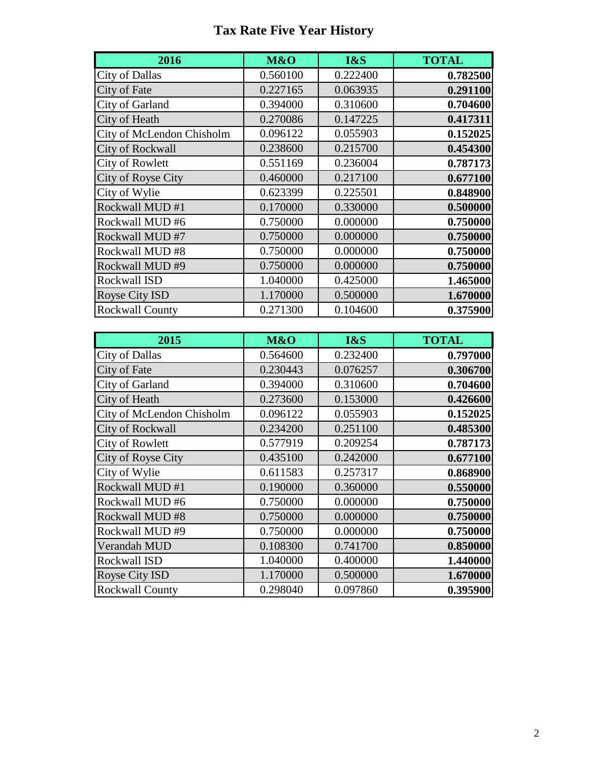# Tax Rate Five Year History

| 2016 | M&O | I&S | TOTAL |
|---|---|---|---|
| City of Dallas | 0.560100 | 0.222400 | **0.782500** |
| City of Fate | 0.227165 | 0.063935 | **0.291100** |
| City of Garland | 0.394000 | 0.310600 | **0.704600** |
| City of Heath | 0.270086 | 0.147225 | **0.417311** |
| City of McLendon Chisholm | 0.096122 | 0.055903 | **0.152025** |
| City of Rockwall | 0.238600 | 0.215700 | **0.454300** |
| City of Rowlett | 0.551169 | 0.236004 | **0.787173** |
| City of Royse City | 0.460000 | 0.217100 | **0.677100** |
| City of Wylie | 0.623399 | 0.225501 | **0.848900** |
| Rockwall MUD #1 | 0.170000 | 0.330000 | **0.500000** |
| Rockwall MUD #6 | 0.750000 | 0.000000 | **0.750000** |
| Rockwall MUD #7 | 0.750000 | 0.000000 | **0.750000** |
| Rockwall MUD #8 | 0.750000 | 0.000000 | **0.750000** |
| Rockwall MUD #9 | 0.750000 | 0.000000 | **0.750000** |
| Rockwall ISD | 1.040000 | 0.425000 | **1.465000** |
| Royse City ISD | 1.170000 | 0.500000 | **1.670000** |
| Rockwall County | 0.271300 | 0.104600 | **0.375900** |

| 2015 | M&O | I&S | TOTAL |
|---|---|---|---|
| City of Dallas | 0.564600 | 0.232400 | **0.797000** |
| City of Fate | 0.230443 | 0.076257 | **0.306700** |
| City of Garland | 0.394000 | 0.310600 | **0.704600** |
| City of Heath | 0.273600 | 0.153000 | **0.426600** |
| City of McLendon Chisholm | 0.096122 | 0.055903 | **0.152025** |
| City of Rockwall | 0.234200 | 0.251100 | **0.485300** |
| City of Rowlett | 0.577919 | 0.209254 | **0.787173** |
| City of Royse City | 0.435100 | 0.242000 | **0.677100** |
| City of Wylie | 0.611583 | 0.257317 | **0.868900** |
| Rockwall MUD #1 | 0.190000 | 0.360000 | **0.550000** |
| Rockwall MUD #6 | 0.750000 | 0.000000 | **0.750000** |
| Rockwall MUD #8 | 0.750000 | 0.000000 | **0.750000** |
| Rockwall MUD #9 | 0.750000 | 0.000000 | **0.750000** |
| Verandah MUD | 0.108300 | 0.741700 | **0.850000** |
| Rockwall ISD | 1.040000 | 0.400000 | **1.440000** |
| Royse City ISD | 1.170000 | 0.500000 | **1.670000** |
| Rockwall County | 0.298040 | 0.097860 | **0.395900** |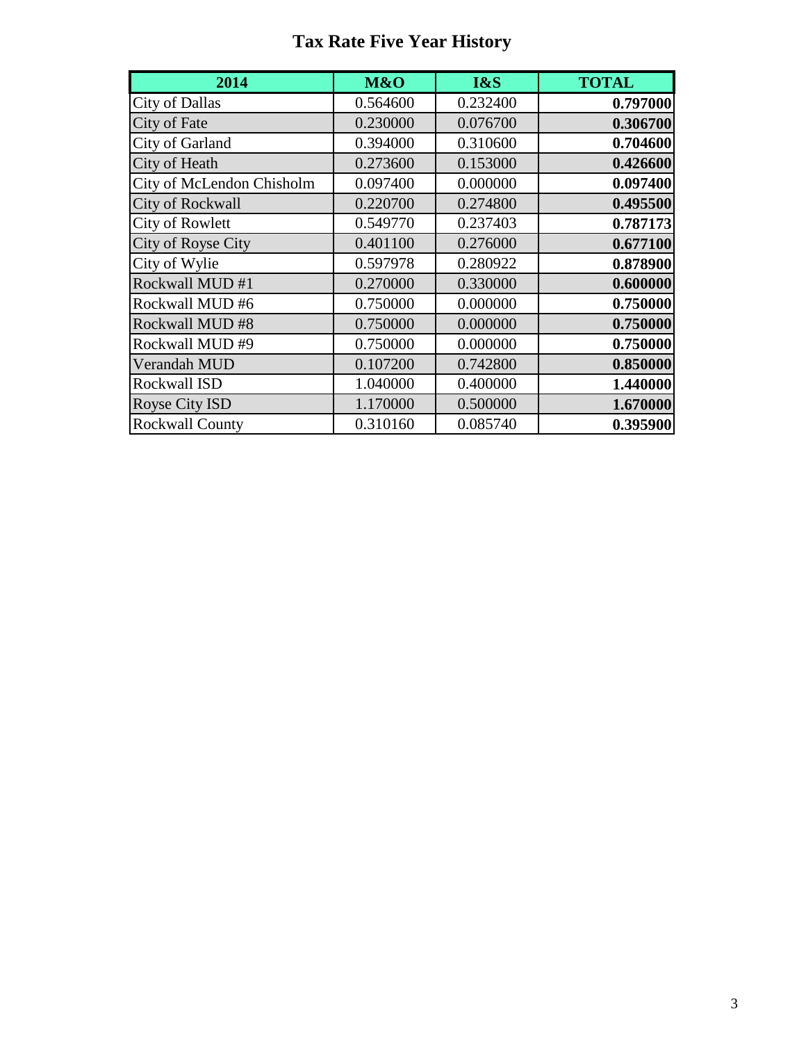# Tax Rate Five Year History

| 2014 | M&O | I&S | TOTAL |
|---|---|---|---|
| City of Dallas | 0.564600 | 0.232400 | **0.797000** |
| City of Fate | 0.230000 | 0.076700 | **0.306700** |
| City of Garland | 0.394000 | 0.310600 | **0.704600** |
| City of Heath | 0.273600 | 0.153000 | **0.426600** |
| City of McLendon Chisholm | 0.097400 | 0.000000 | **0.097400** |
| City of Rockwall | 0.220700 | 0.274800 | **0.495500** |
| City of Rowlett | 0.549770 | 0.237403 | **0.787173** |
| City of Royse City | 0.401100 | 0.276000 | **0.677100** |
| City of Wylie | 0.597978 | 0.280922 | **0.878900** |
| Rockwall MUD #1 | 0.270000 | 0.330000 | **0.600000** |
| Rockwall MUD #6 | 0.750000 | 0.000000 | **0.750000** |
| Rockwall MUD #8 | 0.750000 | 0.000000 | **0.750000** |
| Rockwall MUD #9 | 0.750000 | 0.000000 | **0.750000** |
| Verandah MUD | 0.107200 | 0.742800 | **0.850000** |
| Rockwall ISD | 1.040000 | 0.400000 | **1.440000** |
| Royse City ISD | 1.170000 | 0.500000 | **1.670000** |
| Rockwall County | 0.310160 | 0.085740 | **0.395900** |